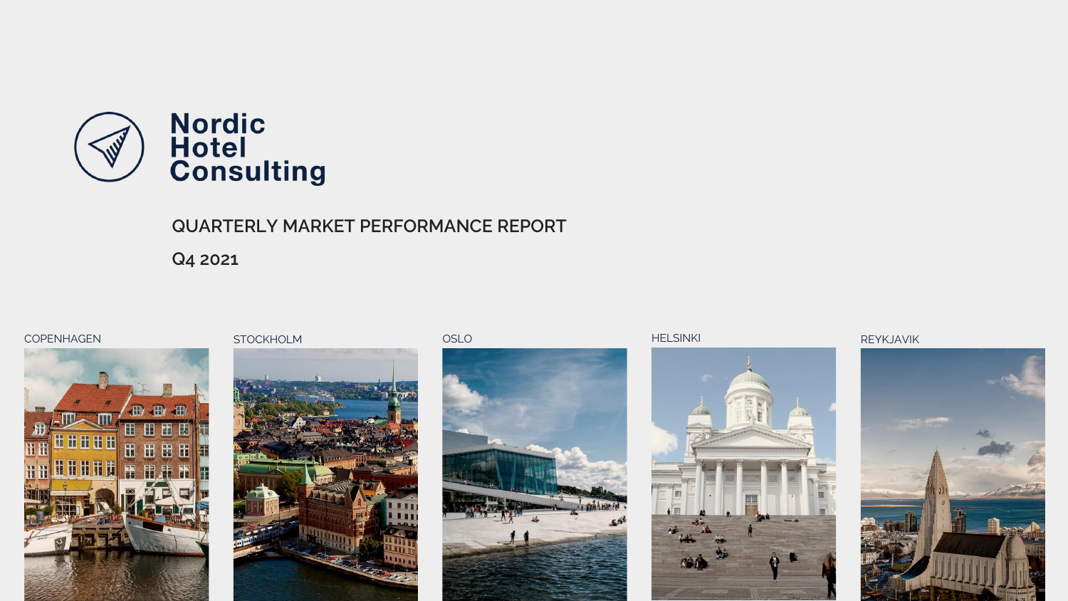# Nordic Hotel Consulting

## QUARTERLY MARKET PERFORMANCE REPORT

## Q4 2021

COPENHAGEN

STOCKHOLM

OSLO

HELSINKI

REYKJAVIK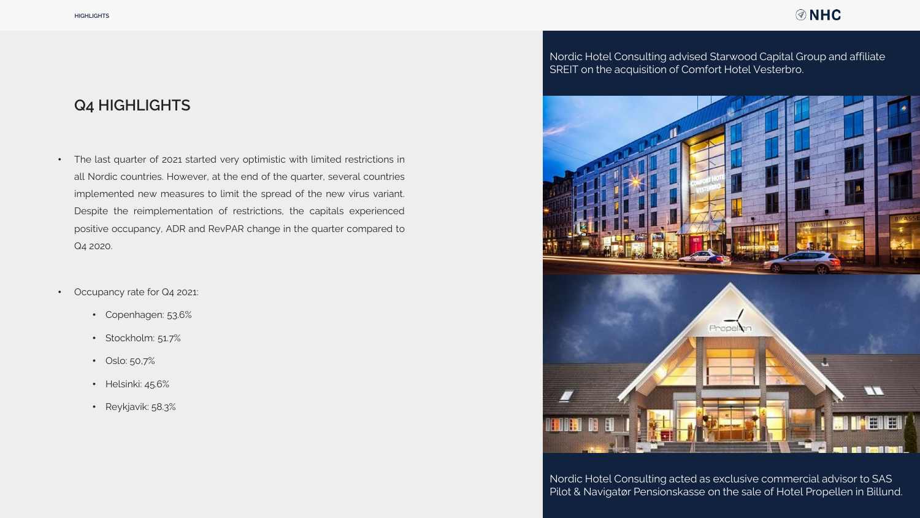## Q4 HIGHLIGHTS

- The last quarter of 2021 started very optimistic with limited restrictions in all Nordic countries. However, at the end of the quarter, several countries implemented new measures to limit the spread of the new virus variant. Despite the reimplementation of restrictions, the capitals experienced positive occupancy, ADR and RevPAR change in the quarter compared to Q4 2020.
- Occupancy rate for Q4 2021:
  - Copenhagen: 53.6%
  - Stockholm: 51.7%
  - Oslo: 50,7%
  - Helsinki: 45.6%
  - Reykjavik: 58.3%

Nordic Hotel Consulting advised Starwood Capital Group and affiliate SREIT on the acquisition of Comfort Hotel Vesterbro.

Nordic Hotel Consulting acted as exclusive commercial advisor to SAS Pilot & Navigatør Pensionskasse on the sale of Hotel Propellen in Billund.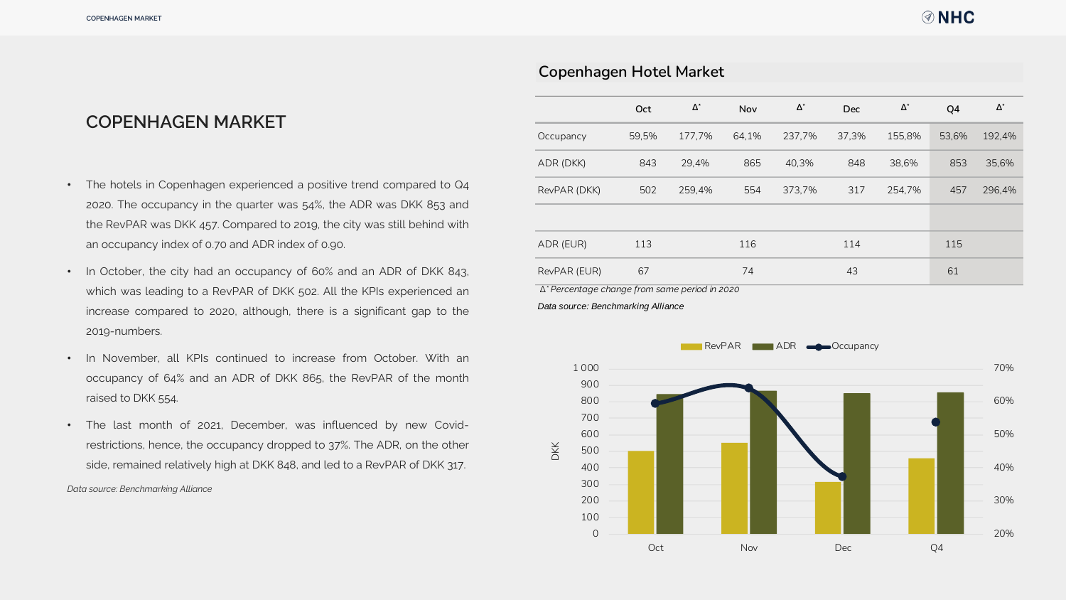# COPENHAGEN MARKET

- The hotels in Copenhagen experienced a positive trend compared to Q4 2020. The occupancy in the quarter was 54%, the ADR was DKK 853 and the RevPAR was DKK 457. Compared to 2019, the city was still behind with an occupancy index of 0.70 and ADR index of 0.90.
- In October, the city had an occupancy of 60% and an ADR of DKK 843, which was leading to a RevPAR of DKK 502. All the KPIs experienced an increase compared to 2020, although, there is a significant gap to the 2019-numbers.
- In November, all KPIs continued to increase from October. With an occupancy of 64% and an ADR of DKK 865, the RevPAR of the month raised to DKK 554.
- The last month of 2021, December, was influenced by new Covid-restrictions, hence, the occupancy dropped to 37%. The ADR, on the other side, remained relatively high at DKK 848, and led to a RevPAR of DKK 317.

*Data source: Benchmarking Alliance*

## Copenhagen Hotel Market

| | Oct | Δ* | Nov | Δ* | Dec | Δ* | Q4 | Δ* |
|---|---|---|---|---|---|---|---|---|
| Occupancy | 59,5% | 177,7% | 64,1% | 237,7% | 37,3% | 155,8% | 53,6% | 192,4% |
| ADR (DKK) | 843 | 29,4% | 865 | 40,3% | 848 | 38,6% | 853 | 35,6% |
| RevPAR (DKK) | 502 | 259,4% | 554 | 373,7% | 317 | 254,7% | 457 | 296,4% |
| | | | | | | | | |
| ADR (EUR) | 113 | | 116 | | 114 | | 115 | |
| RevPAR (EUR) | 67 | | 74 | | 43 | | 61 | |

*Δ* Percentage change from same period in 2020*

*Data source: Benchmarking Alliance*

| | RevPAR (DKK) | ADR (DKK) | Occupancy |
|---|---|---|---|
| Oct | 502 | 843 | 59,5% |
| Nov | 554 | 865 | 64,1% |
| Dec | 317 | 848 | 37,3% |
| Q4 | 457 | 853 | 53,6% |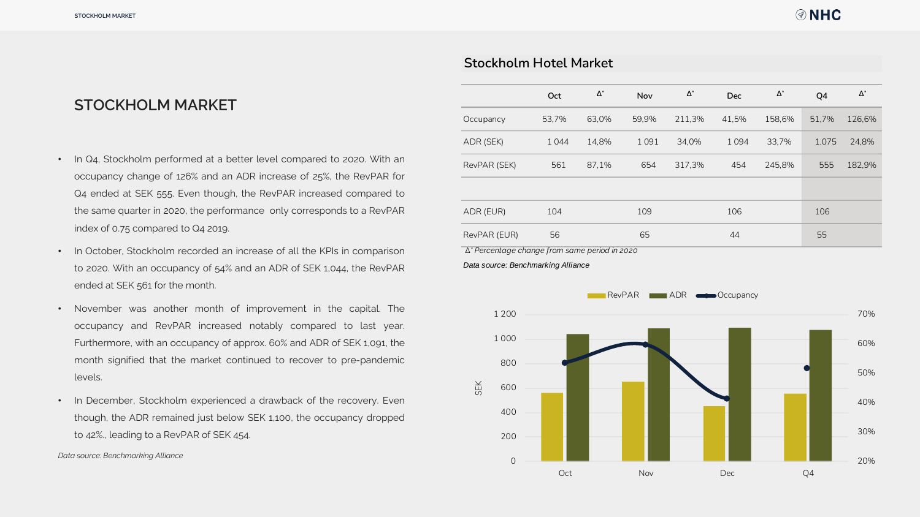## STOCKHOLM MARKET

- In Q4, Stockholm performed at a better level compared to 2020. With an occupancy change of 126% and an ADR increase of 25%, the RevPAR for Q4 ended at SEK 555. Even though, the RevPAR increased compared to the same quarter in 2020, the performance only corresponds to a RevPAR index of 0.75 compared to Q4 2019.
- In October, Stockholm recorded an increase of all the KPIs in comparison to 2020. With an occupancy of 54% and an ADR of SEK 1,044, the RevPAR ended at SEK 561 for the month.
- November was another month of improvement in the capital. The occupancy and RevPAR increased notably compared to last year. Furthermore, with an occupancy of approx. 60% and ADR of SEK 1,091, the month signified that the market continued to recover to pre-pandemic levels.
- In December, Stockholm experienced a drawback of the recovery. Even though, the ADR remained just below SEK 1,100, the occupancy dropped to 42%., leading to a RevPAR of SEK 454.

*Data source: Benchmarking Alliance*

### Stockholm Hotel Market

| | Oct | Δ* | Nov | Δ* | Dec | Δ* | Q4 | Δ* |
|---|---|---|---|---|---|---|---|---|
| Occupancy | 53,7% | 63,0% | 59,9% | 211,3% | 41,5% | 158,6% | 51,7% | 126,6% |
| ADR (SEK) | 1 044 | 14,8% | 1 091 | 34,0% | 1 094 | 33,7% | 1.075 | 24,8% |
| RevPAR (SEK) | 561 | 87,1% | 654 | 317,3% | 454 | 245,8% | 555 | 182,9% |
| | | | | | | | | |
| ADR (EUR) | 104 | | 109 | | 106 | | 106 | |
| RevPAR (EUR) | 56 | | 65 | | 44 | | 55 | |

*Δ* Percentage change from same period in 2020*

*Data source: Benchmarking Alliance*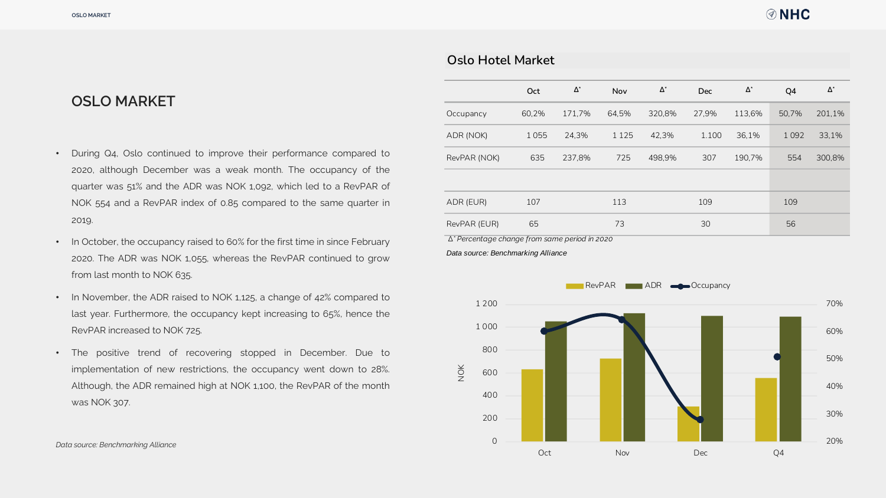# OSLO MARKET

- During Q4, Oslo continued to improve their performance compared to 2020, although December was a weak month. The occupancy of the quarter was 51% and the ADR was NOK 1,092, which led to a RevPAR of NOK 554 and a RevPAR index of 0.85 compared to the same quarter in 2019.
- In October, the occupancy raised to 60% for the first time in since February 2020. The ADR was NOK 1,055, whereas the RevPAR continued to grow from last month to NOK 635.
- In November, the ADR raised to NOK 1,125, a change of 42% compared to last year. Furthermore, the occupancy kept increasing to 65%, hence the RevPAR increased to NOK 725.
- The positive trend of recovering stopped in December. Due to implementation of new restrictions, the occupancy went down to 28%. Although, the ADR remained high at NOK 1,100, the RevPAR of the month was NOK 307.

*Data source: Benchmarking Alliance*

## Oslo Hotel Market

| | Oct | Δ* | Nov | Δ* | Dec | Δ* | Q4 | Δ* |
|---|---|---|---|---|---|---|---|---|
| Occupancy | 60,2% | 171,7% | 64,5% | 320,8% | 27,9% | 113,6% | 50,7% | 201,1% |
| ADR (NOK) | 1 055 | 24,3% | 1 125 | 42,3% | 1.100 | 36,1% | 1 092 | 33,1% |
| RevPAR (NOK) | 635 | 237,8% | 725 | 498,9% | 307 | 190,7% | 554 | 300,8% |
| | | | | | | | | |
| ADR (EUR) | 107 | | 113 | | 109 | | 109 | |
| RevPAR (EUR) | 65 | | 73 | | 30 | | 56 | |

*Δ* Percentage change from same period in 2020*

*Data source: Benchmarking Alliance*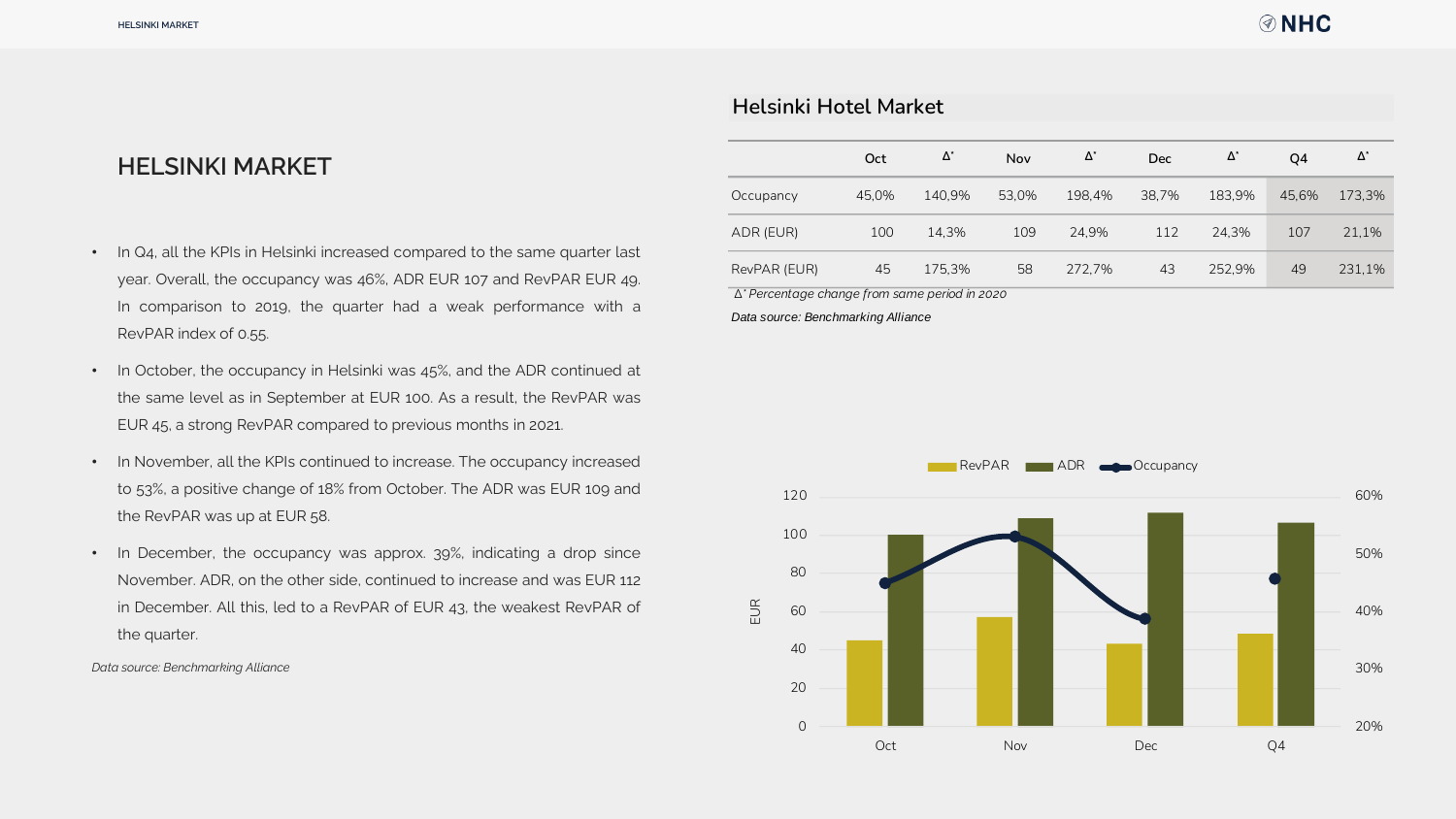# HELSINKI MARKET

- In Q4, all the KPIs in Helsinki increased compared to the same quarter last year. Overall, the occupancy was 46%, ADR EUR 107 and RevPAR EUR 49. In comparison to 2019, the quarter had a weak performance with a RevPAR index of 0.55.
- In October, the occupancy in Helsinki was 45%, and the ADR continued at the same level as in September at EUR 100. As a result, the RevPAR was EUR 45, a strong RevPAR compared to previous months in 2021.
- In November, all the KPIs continued to increase. The occupancy increased to 53%, a positive change of 18% from October. The ADR was EUR 109 and the RevPAR was up at EUR 58.
- In December, the occupancy was approx. 39%, indicating a drop since November. ADR, on the other side, continued to increase and was EUR 112 in December. All this, led to a RevPAR of EUR 43, the weakest RevPAR of the quarter.

*Data source: Benchmarking Alliance*

## Helsinki Hotel Market

| | Oct | Δ* | Nov | Δ* | Dec | Δ* | Q4 | Δ* |
|---|---|---|---|---|---|---|---|---|
| Occupancy | 45,0% | 140,9% | 53,0% | 198,4% | 38,7% | 183,9% | 45,6% | 173,3% |
| ADR (EUR) | 100 | 14,3% | 109 | 24,9% | 112 | 24,3% | 107 | 21,1% |
| RevPAR (EUR) | 45 | 175,3% | 58 | 272,7% | 43 | 252,9% | 49 | 231,1% |

*Δ* Percentage change from same period in 2020*

*Data source: Benchmarking Alliance*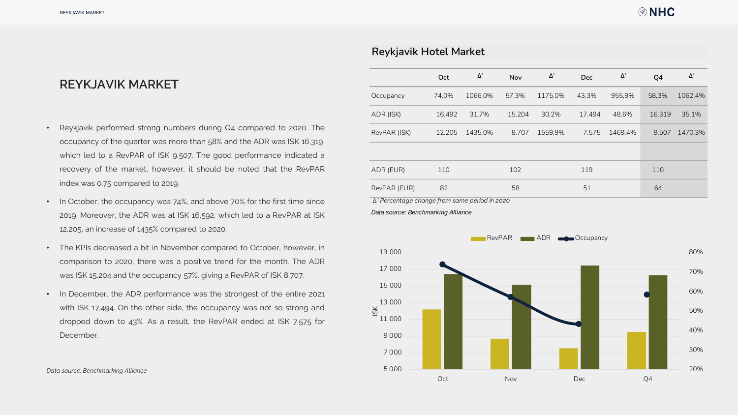# REYKJAVIK MARKET

- Reykjavik performed strong numbers during Q4 compared to 2020. The occupancy of the quarter was more than 58% and the ADR was ISK 16,319, which led to a RevPAR of ISK 9,507. The good performance indicated a recovery of the market, however, it should be noted that the RevPAR index was 0.75 compared to 2019.
- In October, the occupancy was 74%, and above 70% for the first time since 2019. Moreover, the ADR was at ISK 16,592, which led to a RevPAR at ISK 12,205, an increase of 1435% compared to 2020.
- The KPIs decreased a bit in November compared to October, however, in comparison to 2020, there was a positive trend for the month. The ADR was ISK 15,204 and the occupancy 57%, giving a RevPAR of ISK 8,707.
- In December, the ADR performance was the strongest of the entire 2021 with ISK 17,494. On the other side, the occupancy was not so strong and dropped down to 43%. As a result, the RevPAR ended at ISK 7.575 for December.

*Data source: Benchmarking Alliance*

## Reykjavik Hotel Market

| | Oct | Δ* | Nov | Δ* | Dec | Δ* | Q4 | Δ* |
|---|---|---|---|---|---|---|---|---|
| Occupancy | 74,0% | 1066,0% | 57,3% | 1175,0% | 43,3% | 955,9% | 58,3% | 1062,4% |
| ADR (ISK) | 16.492 | 31,7% | 15.204 | 30,2% | 17.494 | 48,6% | 16.319 | 35,1% |
| RevPAR (ISK) | 12.205 | 1435,0% | 8.707 | 1559,9% | 7.575 | 1469,4% | 9.507 | 1470,3% |
| | | | | | | | | |
| ADR (EUR) | 110 | | 102 | | 119 | | 110 | |
| RevPAR (EUR) | 82 | | 58 | | 51 | | 64 | |

*Δ* Percentage change from same period in 2020*

*Data source: Benchmarking Alliance*

RevPAR · ADR · Occupancy

| | Oct | Nov | Dec | Q4 |
|---|---|---|---|---|
| RevPAR (ISK) | 12 205 | 8 707 | 7 575 | 9 507 |
| ADR (ISK) | 16 492 | 15 204 | 17 494 | 16 319 |
| Occupancy | 74,0% | 57,3% | 43,3% | 58,3% |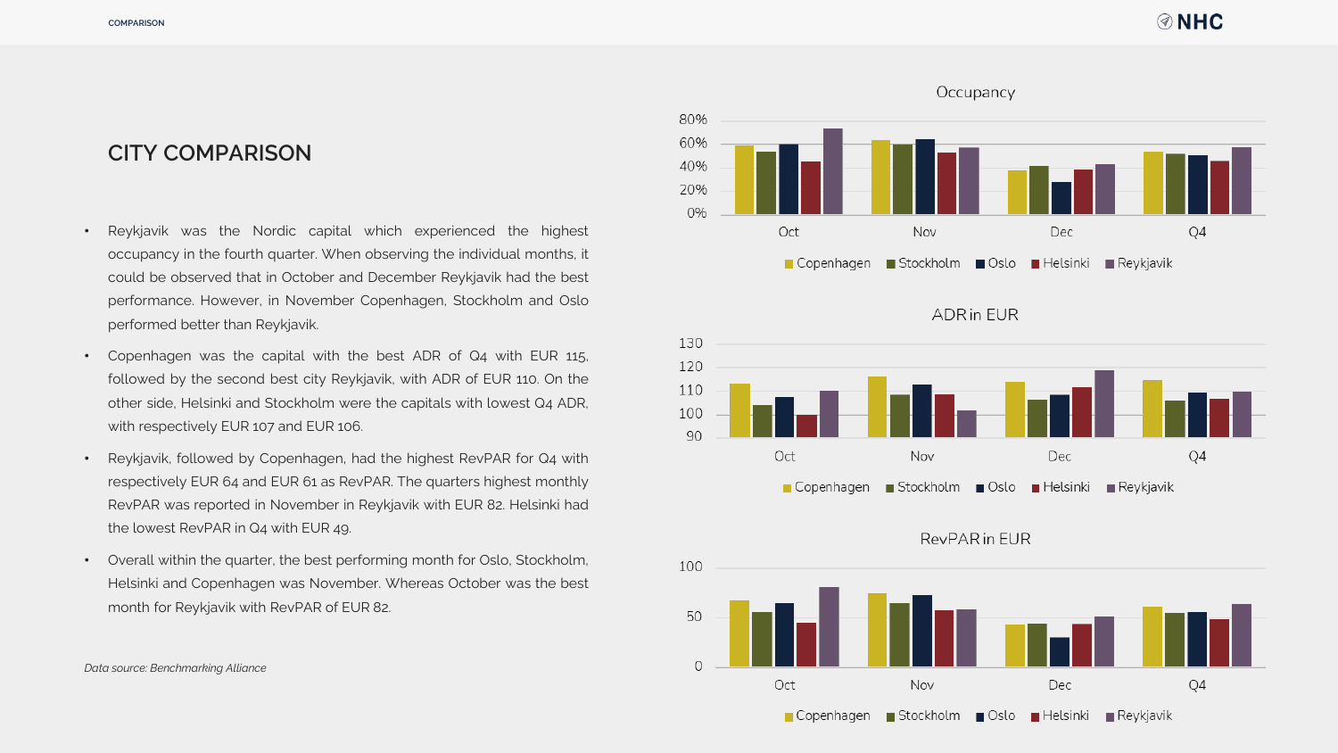## CITY COMPARISON

- Reykjavik was the Nordic capital which experienced the highest occupancy in the fourth quarter. When observing the individual months, it could be observed that in October and December Reykjavik had the best performance. However, in November Copenhagen, Stockholm and Oslo performed better than Reykjavik.
- Copenhagen was the capital with the best ADR of Q4 with EUR 115, followed by the second best city Reykjavik, with ADR of EUR 110. On the other side, Helsinki and Stockholm were the capitals with lowest Q4 ADR, with respectively EUR 107 and EUR 106.
- Reykjavik, followed by Copenhagen, had the highest RevPAR for Q4 with respectively EUR 64 and EUR 61 as RevPAR. The quarters highest monthly RevPAR was reported in November in Reykjavik with EUR 82. Helsinki had the lowest RevPAR in Q4 with EUR 49.
- Overall within the quarter, the best performing month for Oslo, Stockholm, Helsinki and Copenhagen was November. Whereas October was the best month for Reykjavik with RevPAR of EUR 82.

*Data source: Benchmarking Alliance*

Occupancy

ADR in EUR

RevPAR in EUR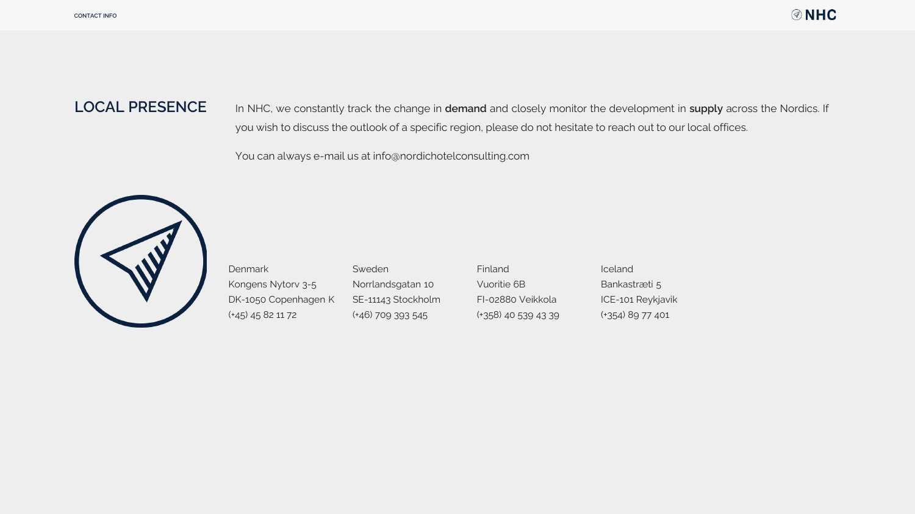## LOCAL PRESENCE

In NHC, we constantly track the change in **demand** and closely monitor the development in **supply** across the Nordics. If you wish to discuss the outlook of a specific region, please do not hesitate to reach out to our local offices.

You can always e-mail us at info@nordichotelconsulting.com

Denmark
Kongens Nytorv 3-5
DK-1050 Copenhagen K
(+45) 45 82 11 72

Sweden
Norrlandsgatan 10
SE-11143 Stockholm
(+46) 709 393 545

Finland
Vuoritie 6B
FI-02880 Veikkola
(+358) 40 539 43 39

Iceland
Bankastræti 5
ICE-101 Reykjavik
(+354) 89 77 401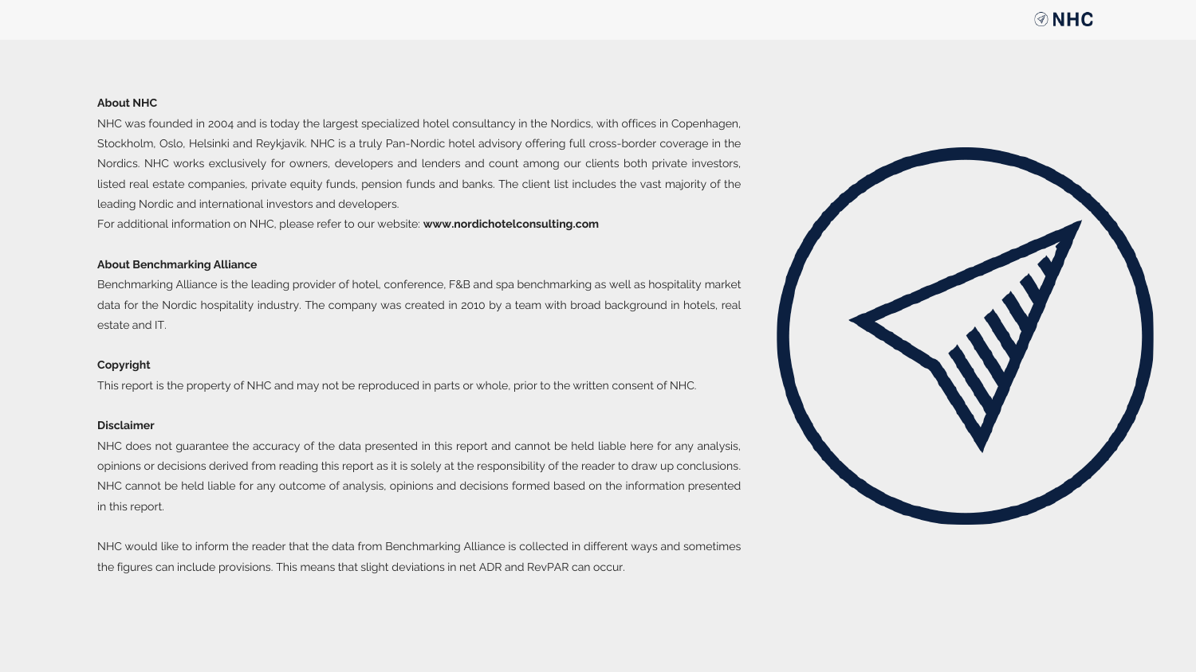**About NHC**

NHC was founded in 2004 and is today the largest specialized hotel consultancy in the Nordics, with offices in Copenhagen, Stockholm, Oslo, Helsinki and Reykjavik. NHC is a truly Pan-Nordic hotel advisory offering full cross-border coverage in the Nordics. NHC works exclusively for owners, developers and lenders and count among our clients both private investors, listed real estate companies, private equity funds, pension funds and banks. The client list includes the vast majority of the leading Nordic and international investors and developers.

For additional information on NHC, please refer to our website: **www.nordichotelconsulting.com**

**About Benchmarking Alliance**

Benchmarking Alliance is the leading provider of hotel, conference, F&B and spa benchmarking as well as hospitality market data for the Nordic hospitality industry. The company was created in 2010 by a team with broad background in hotels, real estate and IT.

**Copyright**

This report is the property of NHC and may not be reproduced in parts or whole, prior to the written consent of NHC.

**Disclaimer**

NHC does not guarantee the accuracy of the data presented in this report and cannot be held liable here for any analysis, opinions or decisions derived from reading this report as it is solely at the responsibility of the reader to draw up conclusions. NHC cannot be held liable for any outcome of analysis, opinions and decisions formed based on the information presented in this report.

NHC would like to inform the reader that the data from Benchmarking Alliance is collected in different ways and sometimes the figures can include provisions. This means that slight deviations in net ADR and RevPAR can occur.